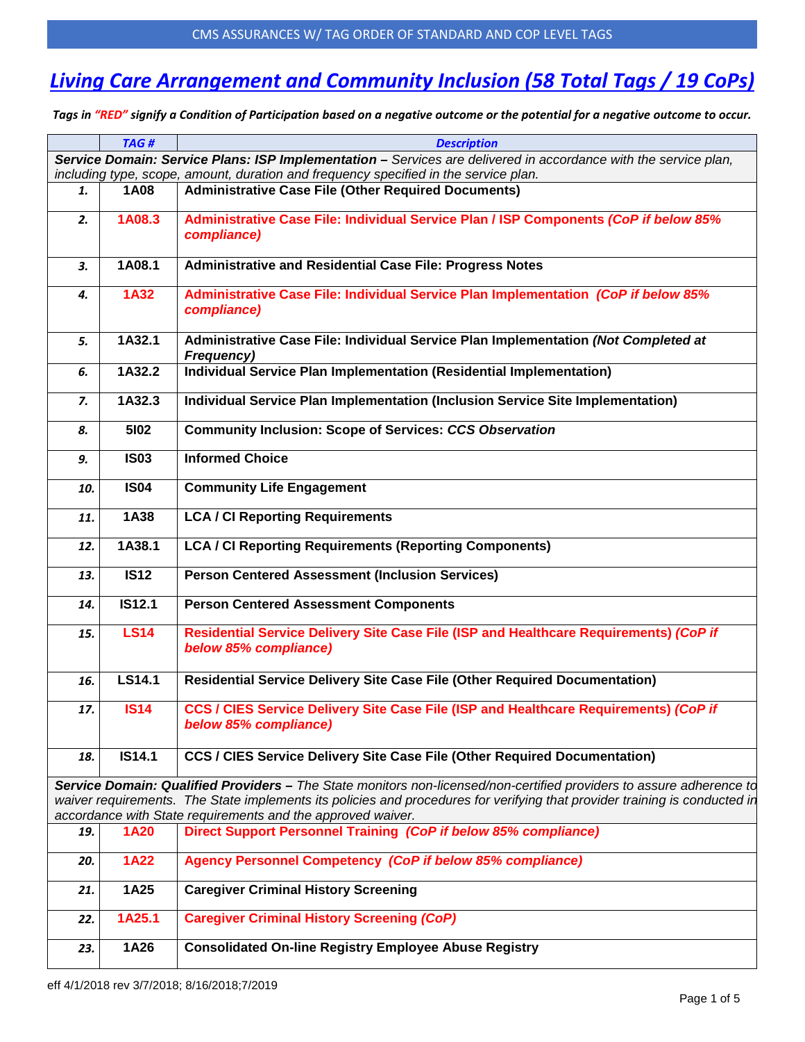CMS ASSURANCES W/ TAG ORDER OF STANDARD AND COP LEVEL TAGS

# Living Care Arrangement and Community Inclusion (58 Total Tags / 19 CoPs)

***Tags in "RED" signify a Condition of Participation based on a negative outcome or the potential for a negative outcome to occur.***

| | TAG # | Description |
|---|---|---|
| ***Service Domain: Service Plans: ISP Implementation –*** *Services are delivered in accordance with the service plan, including type, scope, amount, duration and frequency specified in the service plan.* | | |
| *1.* | **1A08** | **Administrative Case File (Other Required Documents)** |
| *2.* | **1A08.3** | **Administrative Case File: Individual Service Plan / ISP Components *(CoP if below 85% compliance)*** |
| *3.* | **1A08.1** | **Administrative and Residential Case File: Progress Notes** |
| *4.* | **1A32** | **Administrative Case File: Individual Service Plan Implementation *(CoP if below 85% compliance)*** |
| *5.* | **1A32.1** | **Administrative Case File: Individual Service Plan Implementation *(Not Completed at Frequency)*** |
| *6.* | **1A32.2** | **Individual Service Plan Implementation (Residential Implementation)** |
| *7.* | **1A32.3** | **Individual Service Plan Implementation (Inclusion Service Site Implementation)** |
| *8.* | **5I02** | **Community Inclusion: Scope of Services: *CCS Observation*** |
| *9.* | **IS03** | **Informed Choice** |
| *10.* | **IS04** | **Community Life Engagement** |
| *11.* | **1A38** | **LCA / CI Reporting Requirements** |
| *12.* | **1A38.1** | **LCA / CI Reporting Requirements (Reporting Components)** |
| *13.* | **IS12** | **Person Centered Assessment (Inclusion Services)** |
| *14.* | **IS12.1** | **Person Centered Assessment Components** |
| *15.* | **LS14** | **Residential Service Delivery Site Case File (ISP and Healthcare Requirements) *(CoP if below 85% compliance)*** |
| *16.* | **LS14.1** | **Residential Service Delivery Site Case File (Other Required Documentation)** |
| *17.* | **IS14** | **CCS / CIES Service Delivery Site Case File (ISP and Healthcare Requirements) *(CoP if below 85% compliance)*** |
| *18.* | **IS14.1** | **CCS / CIES Service Delivery Site Case File (Other Required Documentation)** |
| ***Service Domain: Qualified Providers –*** *The State monitors non-licensed/non-certified providers to assure adherence to waiver requirements. The State implements its policies and procedures for verifying that provider training is conducted in accordance with State requirements and the approved waiver.* | | |
| *19.* | **1A20** | **Direct Support Personnel Training *(CoP if below 85% compliance)*** |
| *20.* | **1A22** | **Agency Personnel Competency *(CoP if below 85% compliance)*** |
| *21.* | **1A25** | **Caregiver Criminal History Screening** |
| *22.* | **1A25.1** | **Caregiver Criminal History Screening *(CoP)*** |
| *23.* | **1A26** | **Consolidated On-line Registry Employee Abuse Registry** |

eff 4/1/2018 rev 3/7/2018; 8/16/2018;7/2019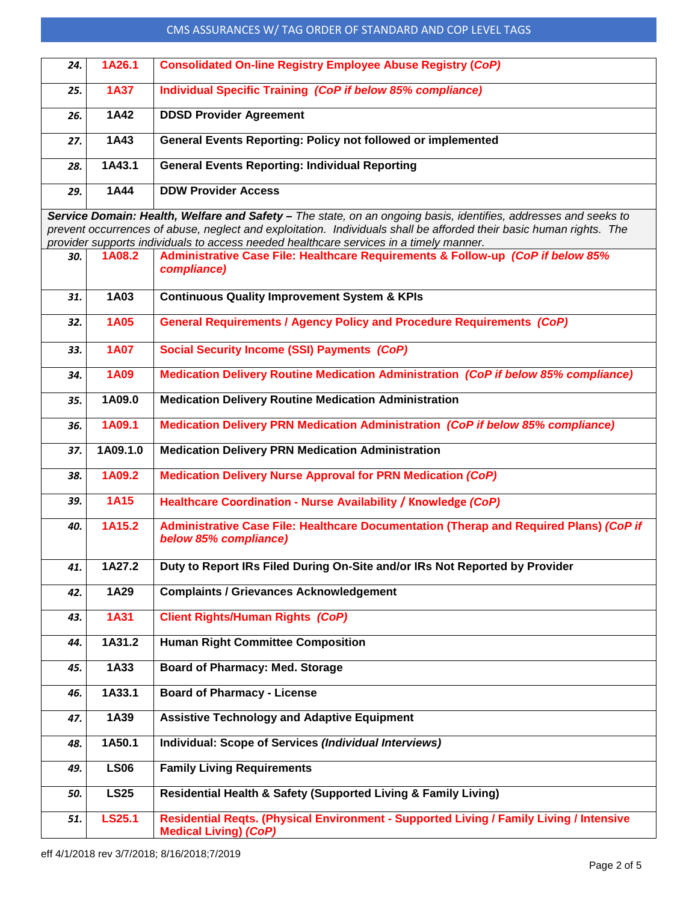| | | |
|---|---|---|
| ***24.*** | **1A26.1** | **Consolidated On-line Registry Employee Abuse Registry (*CoP*)** |
| ***25.*** | **1A37** | **Individual Specific Training *(CoP if below 85% compliance)*** |
| ***26.*** | **1A42** | **DDSD Provider Agreement** |
| ***27.*** | **1A43** | **General Events Reporting: Policy not followed or implemented** |
| ***28.*** | **1A43.1** | **General Events Reporting: Individual Reporting** |
| ***29.*** | **1A44** | **DDW Provider Access** |
| ***Service Domain: Health, Welfare and Safety –*** *The state, on an ongoing basis, identifies, addresses and seeks to prevent occurrences of abuse, neglect and exploitation. Individuals shall be afforded their basic human rights. The provider supports individuals to access needed healthcare services in a timely manner.* | | |
| ***30.*** | **1A08.2** | **Administrative Case File: Healthcare Requirements & Follow-up *(CoP if below 85% compliance)*** |
| ***31.*** | **1A03** | **Continuous Quality Improvement System & KPIs** |
| ***32.*** | **1A05** | **General Requirements / Agency Policy and Procedure Requirements *(CoP)*** |
| ***33.*** | **1A07** | **Social Security Income (SSI) Payments *(CoP)*** |
| ***34.*** | **1A09** | **Medication Delivery Routine Medication Administration *(CoP if below 85% compliance)*** |
| ***35.*** | **1A09.0** | **Medication Delivery Routine Medication Administration** |
| ***36.*** | **1A09.1** | **Medication Delivery PRN Medication Administration *(CoP if below 85% compliance)*** |
| ***37.*** | **1A09.1.0** | **Medication Delivery PRN Medication Administration** |
| ***38.*** | **1A09.2** | **Medication Delivery Nurse Approval for PRN Medication *(CoP)*** |
| ***39.*** | **1A15** | **Healthcare Coordination - Nurse Availability / Knowledge *(CoP)*** |
| ***40.*** | **1A15.2** | **Administrative Case File: Healthcare Documentation (Therap and Required Plans) *(CoP if below 85% compliance)*** |
| ***41.*** | **1A27.2** | **Duty to Report IRs Filed During On-Site and/or IRs Not Reported by Provider** |
| ***42.*** | **1A29** | **Complaints / Grievances Acknowledgement** |
| ***43.*** | **1A31** | **Client Rights/Human Rights *(CoP)*** |
| ***44.*** | **1A31.2** | **Human Right Committee Composition** |
| ***45.*** | **1A33** | **Board of Pharmacy: Med. Storage** |
| ***46.*** | **1A33.1** | **Board of Pharmacy - License** |
| ***47.*** | **1A39** | **Assistive Technology and Adaptive Equipment** |
| ***48.*** | **1A50.1** | **Individual: Scope of Services *(Individual Interviews)*** |
| ***49.*** | **LS06** | **Family Living Requirements** |
| ***50.*** | **LS25** | **Residential Health & Safety (Supported Living & Family Living)** |
| ***51.*** | **LS25.1** | **Residential Reqts. (Physical Environment - Supported Living / Family Living / Intensive Medical Living) *(CoP)*** |

eff 4/1/2018 rev 3/7/2018; 8/16/2018;7/2019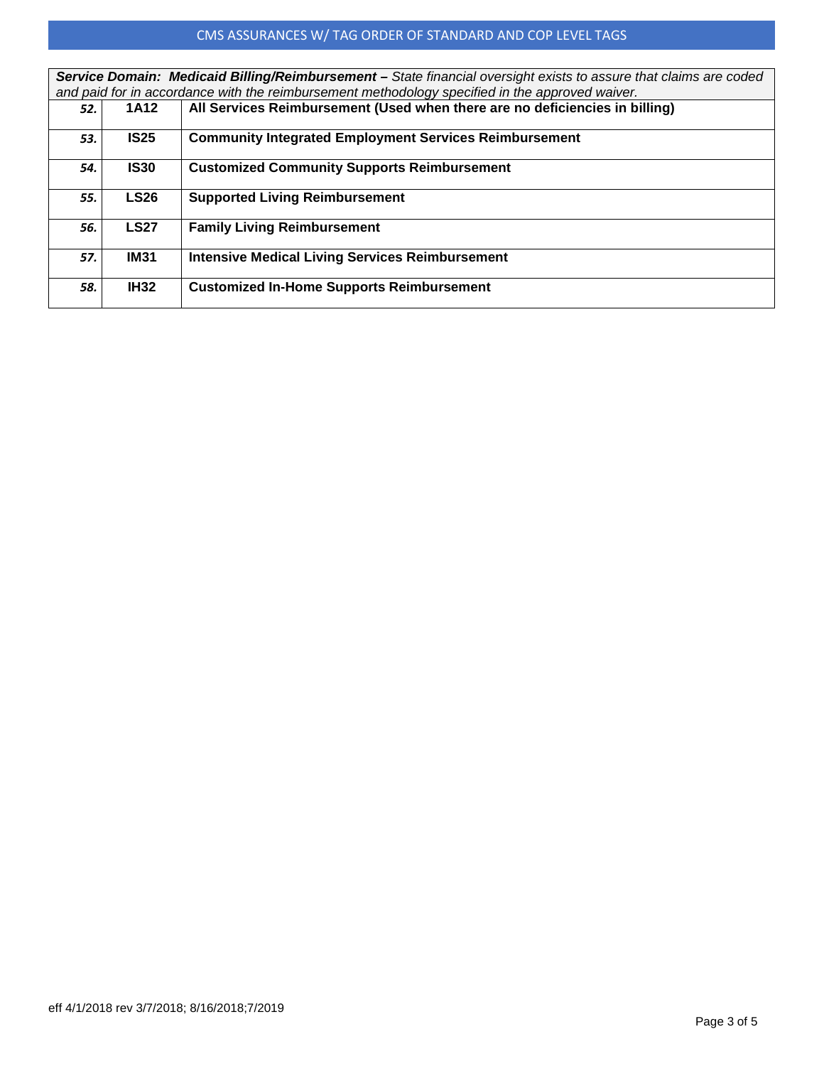## CMS ASSURANCES W/ TAG ORDER OF STANDARD AND COP LEVEL TAGS

| ***Service Domain: Medicaid Billing/Reimbursement –*** *State financial oversight exists to assure that claims are coded and paid for in accordance with the reimbursement methodology specified in the approved waiver.* | | |
|---|---|---|
| *52.* | **1A12** | **All Services Reimbursement (Used when there are no deficiencies in billing)** |
| *53.* | **IS25** | **Community Integrated Employment Services Reimbursement** |
| *54.* | **IS30** | **Customized Community Supports Reimbursement** |
| *55.* | **LS26** | **Supported Living Reimbursement** |
| *56.* | **LS27** | **Family Living Reimbursement** |
| *57.* | **IM31** | **Intensive Medical Living Services Reimbursement** |
| *58.* | **IH32** | **Customized In-Home Supports Reimbursement** |

eff 4/1/2018 rev 3/7/2018; 8/16/2018;7/2019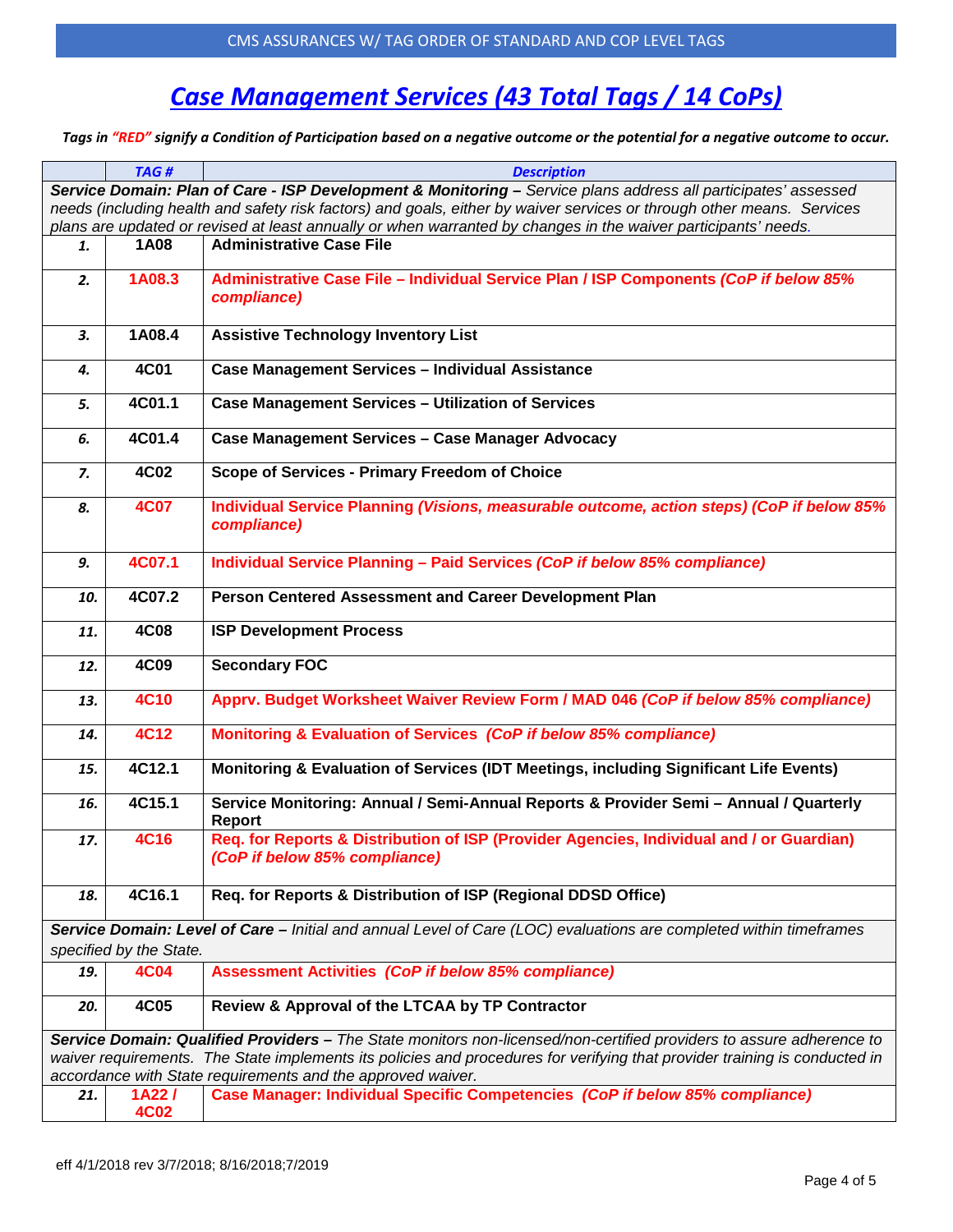# *Case Management Services (43 Total Tags / 14 CoPs)*

***Tags in "RED" signify a Condition of Participation based on a negative outcome or the potential for a negative outcome to occur.***

| | TAG # | Description |
|---|---|---|
| ***Service Domain: Plan of Care - ISP Development & Monitoring –*** *Service plans address all participates' assessed needs (including health and safety risk factors) and goals, either by waiver services or through other means. Services plans are updated or revised at least annually or when warranted by changes in the waiver participants' needs.* | | |
| *1.* | **1A08** | **Administrative Case File** |
| *2.* | **1A08.3** | **Administrative Case File – Individual Service Plan / ISP Components *(CoP if below 85% compliance)*** |
| *3.* | **1A08.4** | **Assistive Technology Inventory List** |
| *4.* | **4C01** | **Case Management Services – Individual Assistance** |
| *5.* | **4C01.1** | **Case Management Services – Utilization of Services** |
| *6.* | **4C01.4** | **Case Management Services – Case Manager Advocacy** |
| *7.* | **4C02** | **Scope of Services - Primary Freedom of Choice** |
| *8.* | **4C07** | **Individual Service Planning *(Visions, measurable outcome, action steps) (CoP if below 85% compliance)*** |
| *9.* | **4C07.1** | **Individual Service Planning – Paid Services *(CoP if below 85% compliance)*** |
| *10.* | **4C07.2** | **Person Centered Assessment and Career Development Plan** |
| *11.* | **4C08** | **ISP Development Process** |
| *12.* | **4C09** | **Secondary FOC** |
| *13.* | **4C10** | **Apprv. Budget Worksheet Waiver Review Form / MAD 046 *(CoP if below 85% compliance)*** |
| *14.* | **4C12** | **Monitoring & Evaluation of Services *(CoP if below 85% compliance)*** |
| *15.* | **4C12.1** | **Monitoring & Evaluation of Services (IDT Meetings, including Significant Life Events)** |
| *16.* | **4C15.1** | **Service Monitoring: Annual / Semi-Annual Reports & Provider Semi – Annual / Quarterly Report** |
| *17.* | **4C16** | **Req. for Reports & Distribution of ISP (Provider Agencies, Individual and / or Guardian) *(CoP if below 85% compliance)*** |
| *18.* | **4C16.1** | **Req. for Reports & Distribution of ISP (Regional DDSD Office)** |
| ***Service Domain: Level of Care –*** *Initial and annual Level of Care (LOC) evaluations are completed within timeframes specified by the State.* | | |
| *19.* | **4C04** | **Assessment Activities *(CoP if below 85% compliance)*** |
| *20.* | **4C05** | **Review & Approval of the LTCAA by TP Contractor** |
| ***Service Domain: Qualified Providers –*** *The State monitors non-licensed/non-certified providers to assure adherence to waiver requirements. The State implements its policies and procedures for verifying that provider training is conducted in accordance with State requirements and the approved waiver.* | | |
| *21.* | **1A22 / 4C02** | **Case Manager: Individual Specific Competencies *(CoP if below 85% compliance)*** |

eff 4/1/2018 rev 3/7/2018; 8/16/2018;7/2019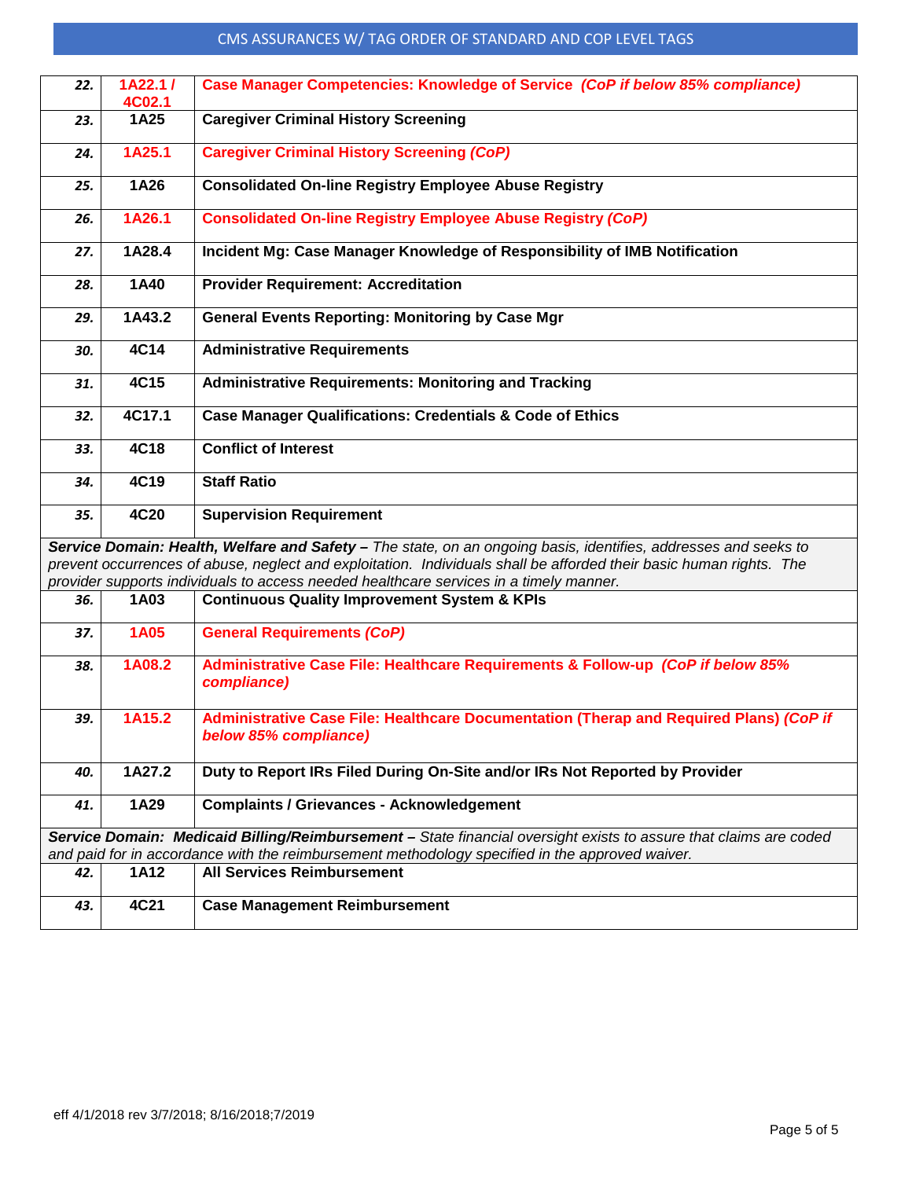| | | |
|---|---|---|
| *22.* | 1A22.1 / 4C02.1 | Case Manager Competencies: Knowledge of Service *(CoP if below 85% compliance)* |
| *23.* | 1A25 | Caregiver Criminal History Screening |
| *24.* | 1A25.1 | Caregiver Criminal History Screening *(CoP)* |
| *25.* | 1A26 | Consolidated On-line Registry Employee Abuse Registry |
| *26.* | 1A26.1 | Consolidated On-line Registry Employee Abuse Registry *(CoP)* |
| *27.* | 1A28.4 | Incident Mg: Case Manager Knowledge of Responsibility of IMB Notification |
| *28.* | 1A40 | Provider Requirement: Accreditation |
| *29.* | 1A43.2 | General Events Reporting: Monitoring by Case Mgr |
| *30.* | 4C14 | Administrative Requirements |
| *31.* | 4C15 | Administrative Requirements: Monitoring and Tracking |
| *32.* | 4C17.1 | Case Manager Qualifications: Credentials & Code of Ethics |
| *33.* | 4C18 | Conflict of Interest |
| *34.* | 4C19 | Staff Ratio |
| *35.* | 4C20 | Supervision Requirement |
| ***Service Domain: Health, Welfare and Safety –*** *The state, on an ongoing basis, identifies, addresses and seeks to prevent occurrences of abuse, neglect and exploitation. Individuals shall be afforded their basic human rights. The provider supports individuals to access needed healthcare services in a timely manner.* | | |
| *36.* | 1A03 | Continuous Quality Improvement System & KPIs |
| *37.* | 1A05 | General Requirements *(CoP)* |
| *38.* | 1A08.2 | Administrative Case File: Healthcare Requirements & Follow-up *(CoP if below 85% compliance)* |
| *39.* | 1A15.2 | Administrative Case File: Healthcare Documentation (Therap and Required Plans) *(CoP if below 85% compliance)* |
| *40.* | 1A27.2 | Duty to Report IRs Filed During On-Site and/or IRs Not Reported by Provider |
| *41.* | 1A29 | Complaints / Grievances - Acknowledgement |
| ***Service Domain: Medicaid Billing/Reimbursement –*** *State financial oversight exists to assure that claims are coded and paid for in accordance with the reimbursement methodology specified in the approved waiver.* | | |
| *42.* | 1A12 | All Services Reimbursement |
| *43.* | 4C21 | Case Management Reimbursement |

eff 4/1/2018 rev 3/7/2018; 8/16/2018;7/2019